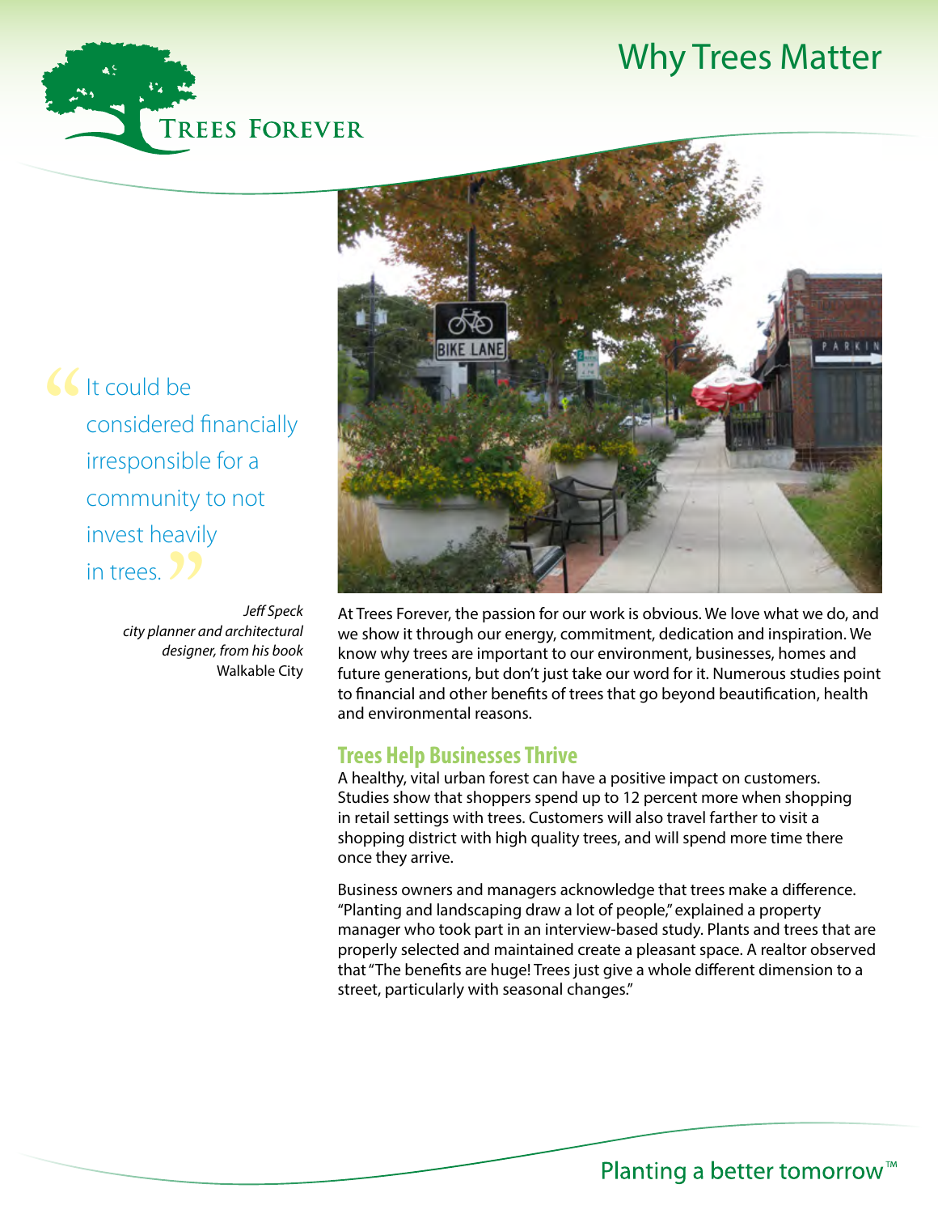Trees Forever

# Why Trees Matter

> "It could be considered financially irresponsible for a community to not invest heavily in trees."
>
> *Jeff Speck*
> *city planner and architectural designer, from his book* Walkable City

At Trees Forever, the passion for our work is obvious. We love what we do, and we show it through our energy, commitment, dedication and inspiration. We know why trees are important to our environment, businesses, homes and future generations, but don't just take our word for it. Numerous studies point to financial and other benefits of trees that go beyond beautification, health and environmental reasons.

## Trees Help Businesses Thrive

A healthy, vital urban forest can have a positive impact on customers. Studies show that shoppers spend up to 12 percent more when shopping in retail settings with trees. Customers will also travel farther to visit a shopping district with high quality trees, and will spend more time there once they arrive.

Business owners and managers acknowledge that trees make a difference. "Planting and landscaping draw a lot of people," explained a property manager who took part in an interview-based study. Plants and trees that are properly selected and maintained create a pleasant space. A realtor observed that "The benefits are huge! Trees just give a whole different dimension to a street, particularly with seasonal changes."

Planting a better tomorrow™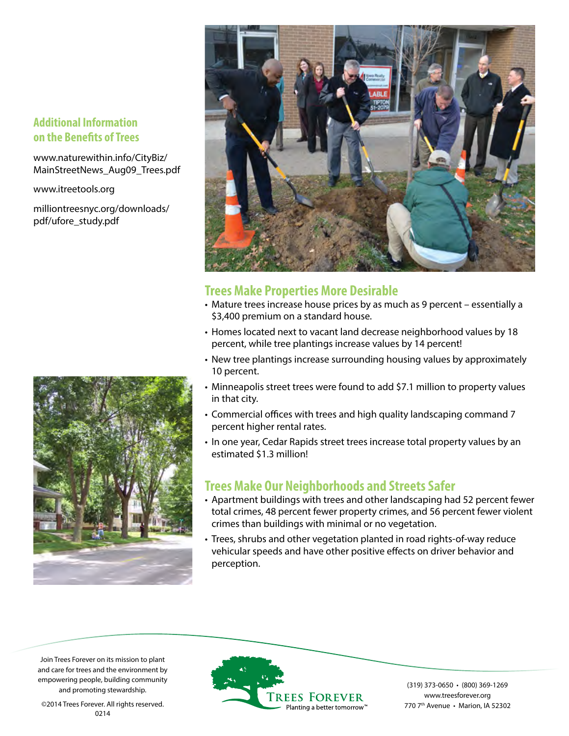## Additional Information on the Benefits of Trees

www.naturewithin.info/CityBiz/MainStreetNews_Aug09_Trees.pdf

www.itreetools.org

milliontreesnyc.org/downloads/pdf/ufore_study.pdf

## Trees Make Properties More Desirable

- Mature trees increase house prices by as much as 9 percent – essentially a $3,400 premium on a standard house.
- Homes located next to vacant land decrease neighborhood values by 18 percent, while tree plantings increase values by 14 percent!
- New tree plantings increase surrounding housing values by approximately 10 percent.
- Minneapolis street trees were found to add $7.1 million to property values in that city.
- Commercial offices with trees and high quality landscaping command 7 percent higher rental rates.
- In one year, Cedar Rapids street trees increase total property values by an estimated $1.3 million!

## Trees Make Our Neighborhoods and Streets Safer

- Apartment buildings with trees and other landscaping had 52 percent fewer total crimes, 48 percent fewer property crimes, and 56 percent fewer violent crimes than buildings with minimal or no vegetation.
- Trees, shrubs and other vegetation planted in road rights-of-way reduce vehicular speeds and have other positive effects on driver behavior and perception.

Join Trees Forever on its mission to plant and care for trees and the environment by empowering people, building community and promoting stewardship.

©2014 Trees Forever. All rights reserved.
0214

TREES FOREVER
Planting a better tomorrow™

(319) 373-0650 • (800) 369-1269
www.treesforever.org
770 7th Avenue • Marion, IA 52302